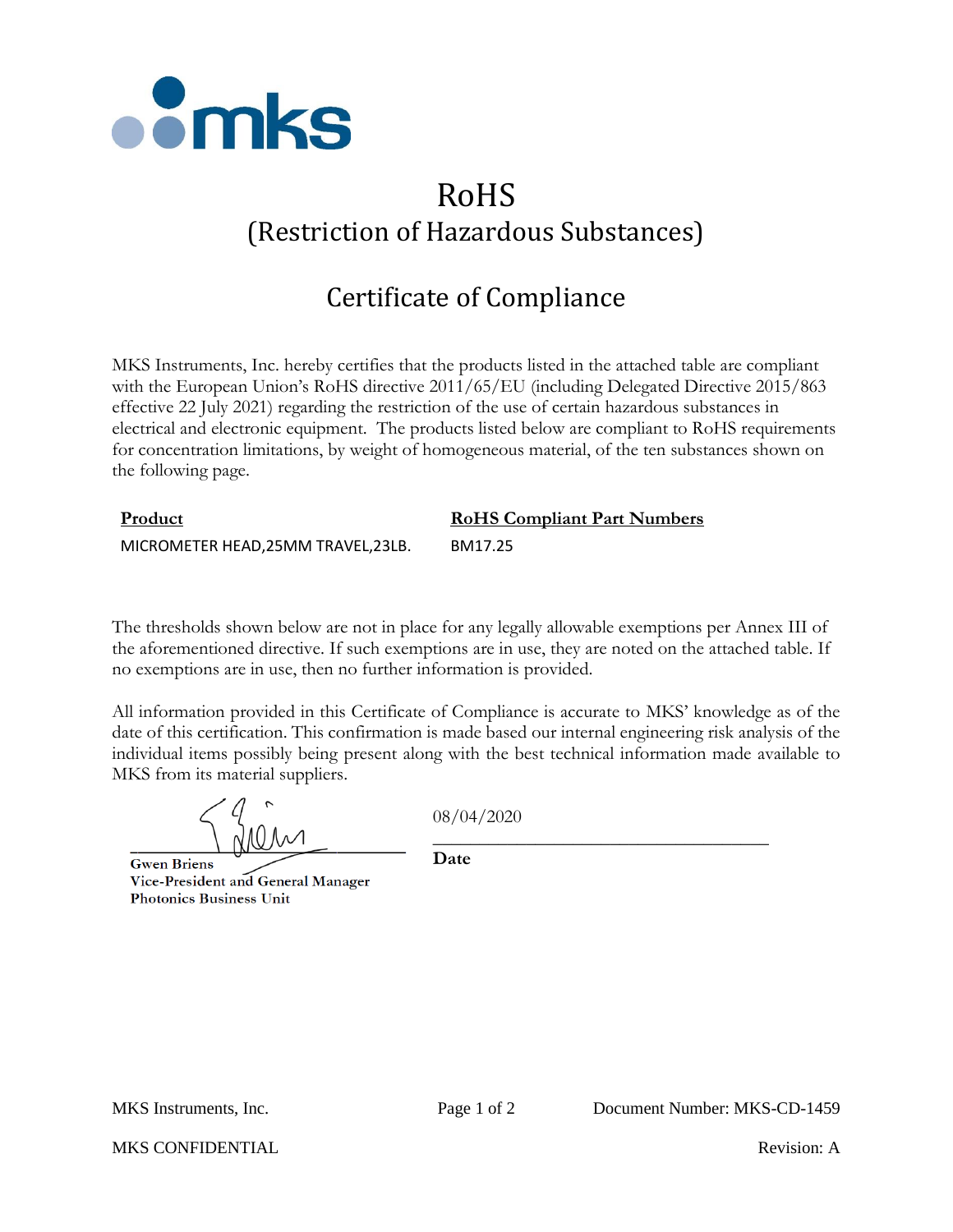# RoHS

## (Restriction of Hazardous Substances)

## Certificate of Compliance

MKS Instruments, Inc. hereby certifies that the products listed in the attached table are compliant with the European Union's RoHS directive 2011/65/EU (including Delegated Directive 2015/863 effective 22 July 2021) regarding the restriction of the use of certain hazardous substances in electrical and electronic equipment. The products listed below are compliant to RoHS requirements for concentration limitations, by weight of homogeneous material, of the ten substances shown on the following page.

| Product | RoHS Compliant Part Numbers |
|---|---|
| MICROMETER HEAD,25MM TRAVEL,23LB. | BM17.25 |

The thresholds shown below are not in place for any legally allowable exemptions per Annex III of the aforementioned directive. If such exemptions are in use, they are noted on the attached table. If no exemptions are in use, then no further information is provided.

All information provided in this Certificate of Compliance is accurate to MKS' knowledge as of the date of this certification. This confirmation is made based our internal engineering risk analysis of the individual items possibly being present along with the best technical information made available to MKS from its material suppliers.

**Gwen Briens**
**Vice-President and General Manager**
**Photonics Business Unit**

08/04/2020
**Date**

MKS Instruments, Inc.  Document Number: MKS-CD-1459

MKS CONFIDENTIAL  Revision: A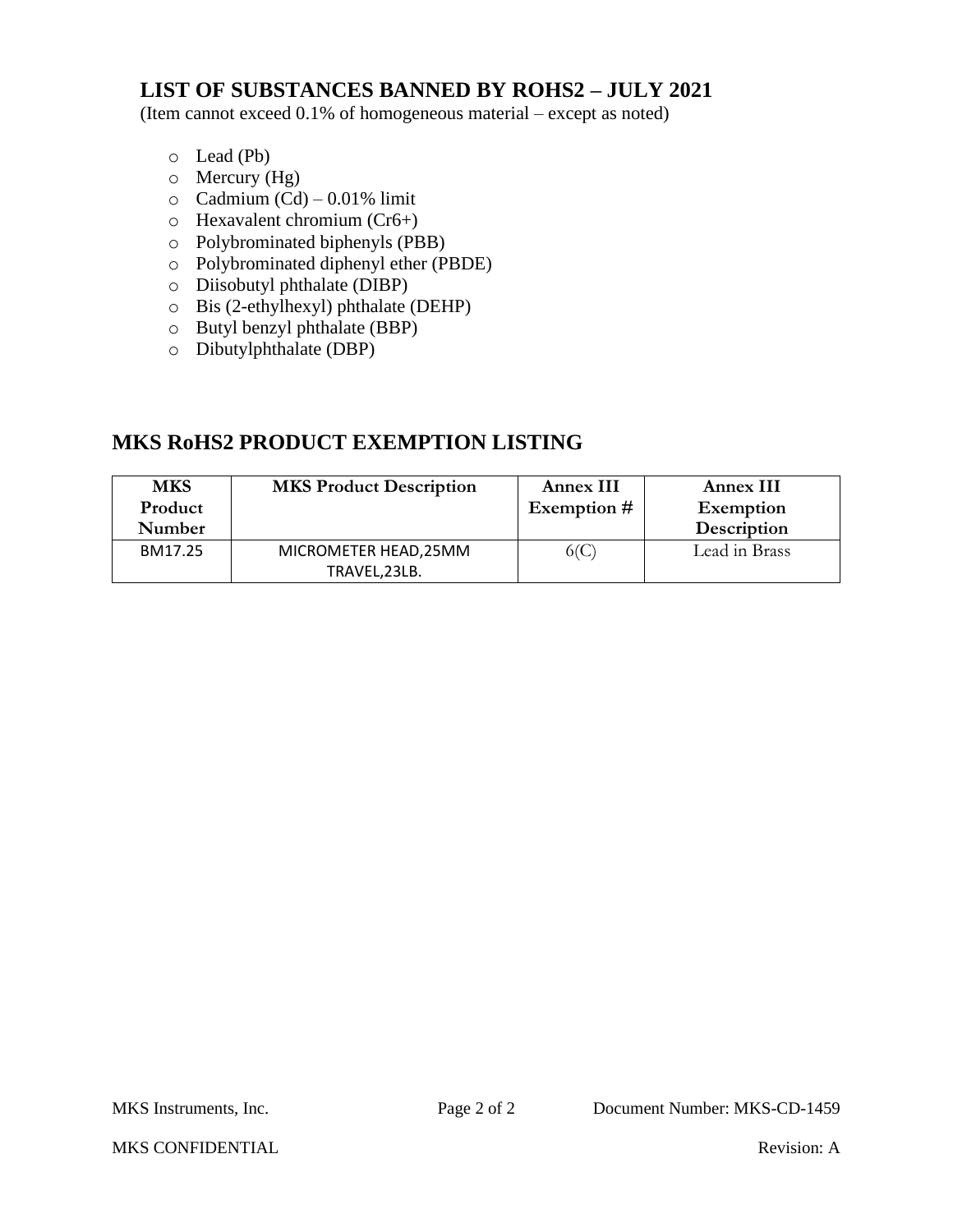## LIST OF SUBSTANCES BANNED BY ROHS2 – JULY 2021

(Item cannot exceed 0.1% of homogeneous material – except as noted)

- Lead (Pb)
- Mercury (Hg)
- Cadmium (Cd) – 0.01% limit
- Hexavalent chromium ($Cr^{6+}$)
- Polybrominated biphenyls (PBB)
- Polybrominated diphenyl ether (PBDE)
- Diisobutyl phthalate (DIBP)
- Bis (2-ethylhexyl) phthalate (DEHP)
- Butyl benzyl phthalate (BBP)
- Dibutylphthalate (DBP)

## MKS RoHS2 PRODUCT EXEMPTION LISTING

| MKS Product Number | MKS Product Description | Annex III Exemption # | Annex III Exemption Description |
|---|---|---|---|
| BM17.25 | MICROMETER HEAD,25MM TRAVEL,23LB. | 6(C) | Lead in Brass |

MKS Instruments, Inc. Document Number: MKS-CD-1459

MKS CONFIDENTIAL Revision: A